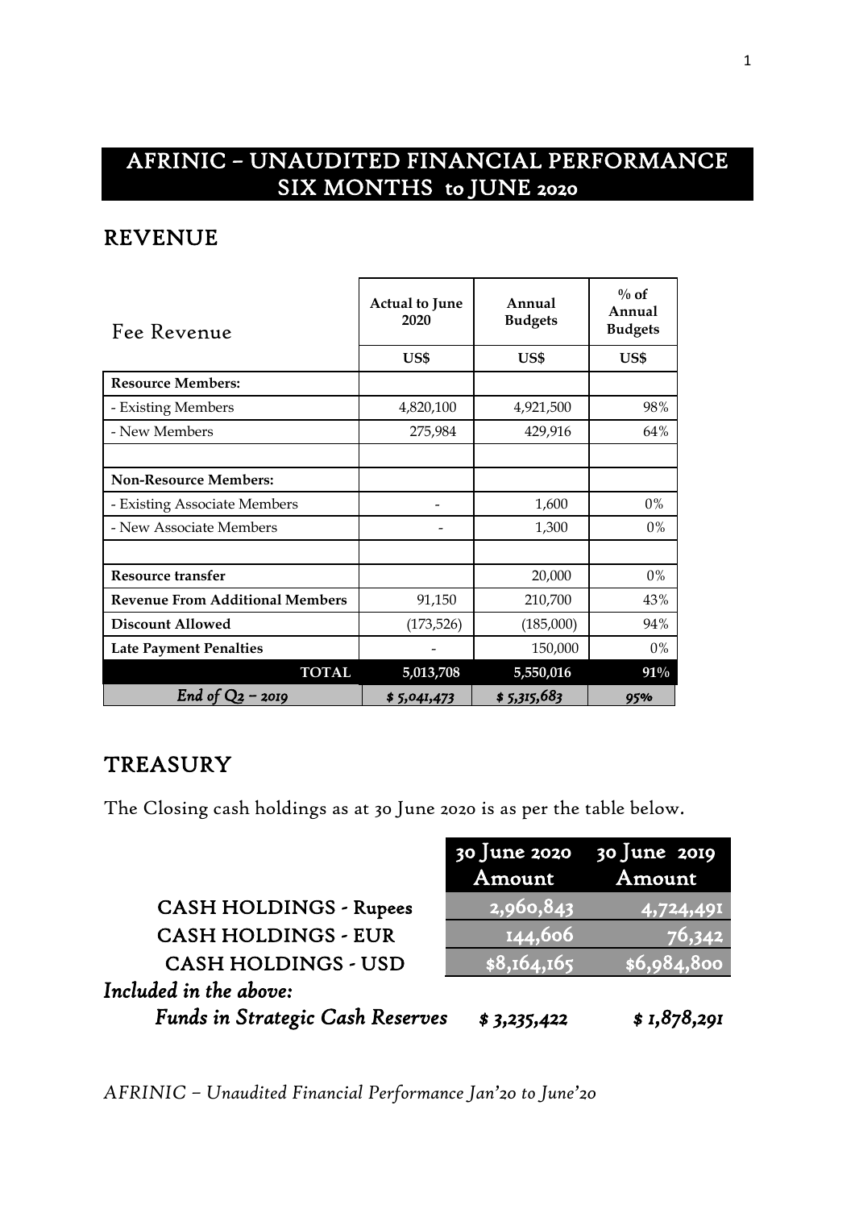# AFRINIC – UNAUDITED FINANCIAL PERFORMANCE SIX MONTHS to JUNE 2020

## REVENUE

| Fee Revenue | Actual to June 2020 | Annual Budgets | % of Annual Budgets |
|---|---|---|---|
| | US$ | US$ | US$ |
| **Resource Members:** | | | |
| - Existing Members | 4,820,100 | 4,921,500 | 98% |
| - New Members | 275,984 | 429,916 | 64% |
| | | | |
| **Non-Resource Members:** | | | |
| - Existing Associate Members | - | 1,600 | 0% |
| - New Associate Members | - | 1,300 | 0% |
| | | | |
| **Resource transfer** | | 20,000 | 0% |
| **Revenue From Additional Members** | 91,150 | 210,700 | 43% |
| **Discount Allowed** | (173,526) | (185,000) | 94% |
| **Late Payment Penalties** | - | 150,000 | 0% |
| **TOTAL** | **5,013,708** | **5,550,016** | **91%** |
| *End of Q2 – 2019* | *$ 5,041,473* | *$ 5,315,683* | *95%* |

## TREASURY

The Closing cash holdings as at 30 June 2020 is as per the table below.

| | 30 June 2020 Amount | 30 June 2019 Amount |
|---|---|---|
| CASH HOLDINGS - Rupees | 2,960,843 | 4,724,491 |
| CASH HOLDINGS - EUR | 144,606 | 76,342 |
| CASH HOLDINGS - USD | $8,164,165 | $6,984,800 |
| *Included in the above:* | | |
| *Funds in Strategic Cash Reserves* | *$ 3,235,422* | *$ 1,878,291* |

*AFRINIC – Unaudited Financial Performance Jan'20 to June'20*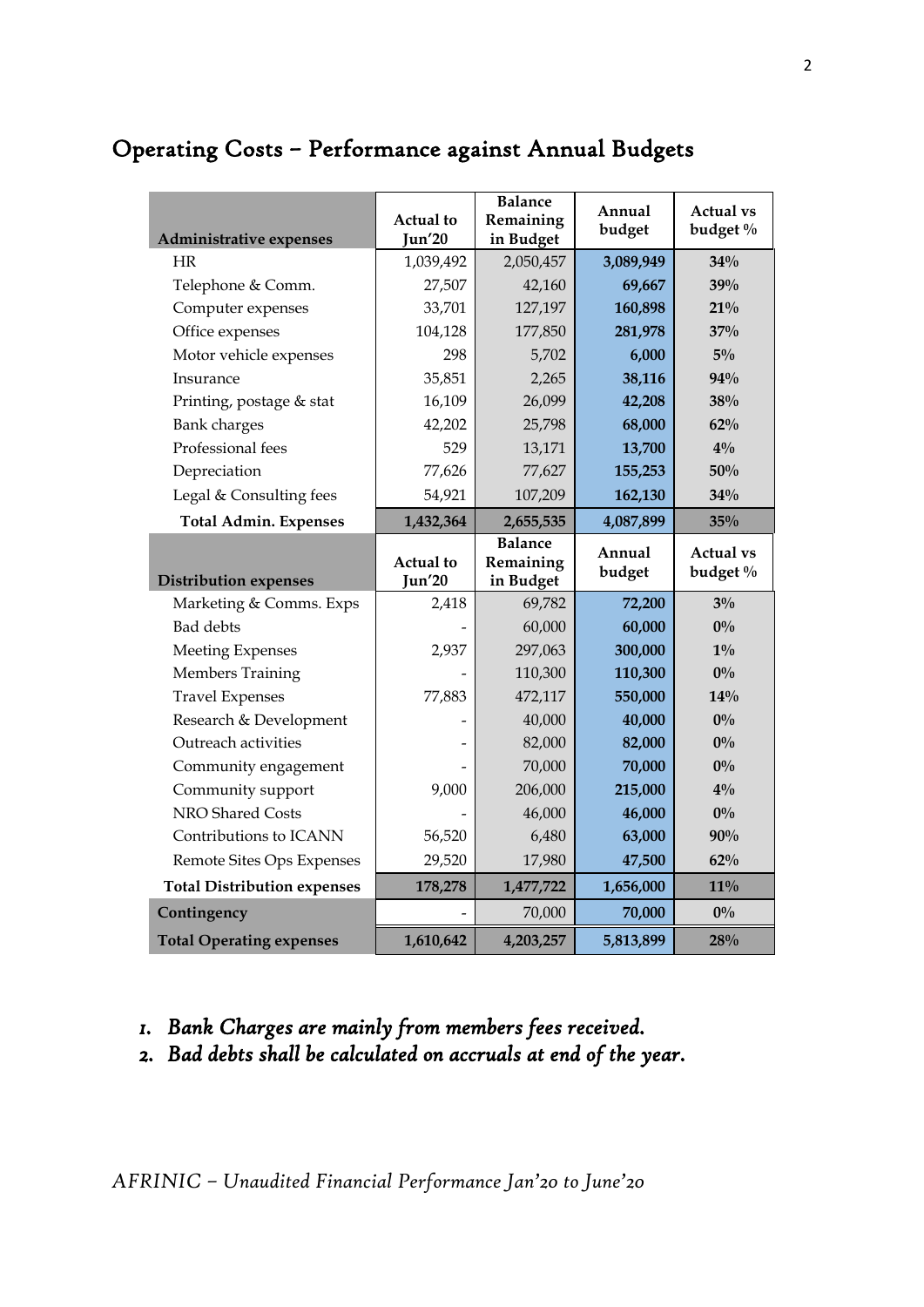## Operating Costs – Performance against Annual Budgets

| Administrative expenses | Actual to Jun'20 | Balance Remaining in Budget | Annual budget | Actual vs budget % |
|---|---|---|---|---|
| HR | 1,039,492 | 2,050,457 | **3,089,949** | **34%** |
| Telephone & Comm. | 27,507 | 42,160 | **69,667** | **39%** |
| Computer expenses | 33,701 | 127,197 | **160,898** | **21%** |
| Office expenses | 104,128 | 177,850 | **281,978** | **37%** |
| Motor vehicle expenses | 298 | 5,702 | **6,000** | **5%** |
| Insurance | 35,851 | 2,265 | **38,116** | **94%** |
| Printing, postage & stat | 16,109 | 26,099 | **42,208** | **38%** |
| Bank charges | 42,202 | 25,798 | **68,000** | **62%** |
| Professional fees | 529 | 13,171 | **13,700** | **4%** |
| Depreciation | 77,626 | 77,627 | **155,253** | **50%** |
| Legal & Consulting fees | 54,921 | 107,209 | **162,130** | **34%** |
| **Total Admin. Expenses** | **1,432,364** | **2,655,535** | **4,087,899** | **35%** |
| **Distribution expenses** | **Actual to Jun'20** | **Balance Remaining in Budget** | **Annual budget** | **Actual vs budget %** |
| Marketing & Comms. Exps | 2,418 | 69,782 | **72,200** | **3%** |
| Bad debts | - | 60,000 | **60,000** | **0%** |
| Meeting Expenses | 2,937 | 297,063 | **300,000** | **1%** |
| Members Training | - | 110,300 | **110,300** | **0%** |
| Travel Expenses | 77,883 | 472,117 | **550,000** | **14%** |
| Research & Development | - | 40,000 | **40,000** | **0%** |
| Outreach activities | - | 82,000 | **82,000** | **0%** |
| Community engagement | - | 70,000 | **70,000** | **0%** |
| Community support | 9,000 | 206,000 | **215,000** | **4%** |
| NRO Shared Costs | - | 46,000 | **46,000** | **0%** |
| Contributions to ICANN | 56,520 | 6,480 | **63,000** | **90%** |
| Remote Sites Ops Expenses | 29,520 | 17,980 | **47,500** | **62%** |
| **Total Distribution expenses** | **178,278** | **1,477,722** | **1,656,000** | **11%** |
| **Contingency** | - | 70,000 | **70,000** | **0%** |
| **Total Operating expenses** | **1,610,642** | **4,203,257** | **5,813,899** | **28%** |

1. *Bank Charges are mainly from members fees received.*
2. *Bad debts shall be calculated on accruals at end of the year.*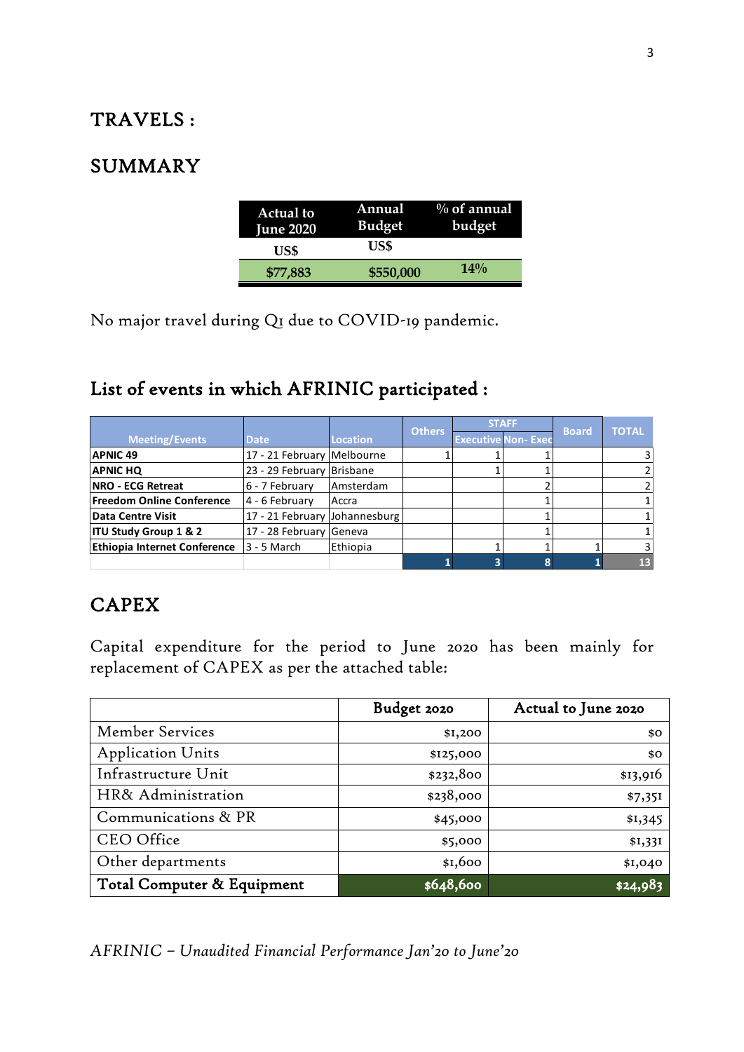# TRAVELS :

## SUMMARY

| Actual to June 2020 US$ | Annual Budget US$ | % of annual budget |
|---|---|---|
| $77,883 | $550,000 | 14% |

No major travel during Q1 due to COVID-19 pandemic.

## List of events in which AFRINIC participated :

| Meeting/Events | Date | Location | Others | STAFF | | Board | TOTAL |
|---|---|---|---|---|---|---|---|
| | | | | Executive | Non- Exec | | |
| APNIC 49 | 17 - 21 February | Melbourne | 1 | 1 | 1 | | 3 |
| APNIC HQ | 23 - 29 February | Brisbane | | 1 | 1 | | 2 |
| NRO - ECG Retreat | 6 - 7 February | Amsterdam | | | 2 | | 2 |
| Freedom Online Conference | 4 - 6 February | Accra | | | 1 | | 1 |
| Data Centre Visit | 17 - 21 February | Johannesburg | | | 1 | | 1 |
| ITU Study Group 1 & 2 | 17 - 28 February | Geneva | | | 1 | | 1 |
| Ethiopia Internet Conference | 3 - 5 March | Ethiopia | | 1 | 1 | 1 | 3 |
| | | | 1 | 3 | 8 | 1 | 13 |

# CAPEX

Capital expenditure for the period to June 2020 has been mainly for replacement of CAPEX as per the attached table:

| | Budget 2020 | Actual to June 2020 |
|---|---|---|
| Member Services | $1,200 | $0 |
| Application Units | $125,000 | $0 |
| Infrastructure Unit | $232,800 | $13,916 |
| HR& Administration | $238,000 | $7,351 |
| Communications & PR | $45,000 | $1,345 |
| CEO Office | $5,000 | $1,331 |
| Other departments | $1,600 | $1,040 |
| **Total Computer & Equipment** | **$648,600** | **$24,983** |

*AFRINIC – Unaudited Financial Performance Jan'20 to June'20*